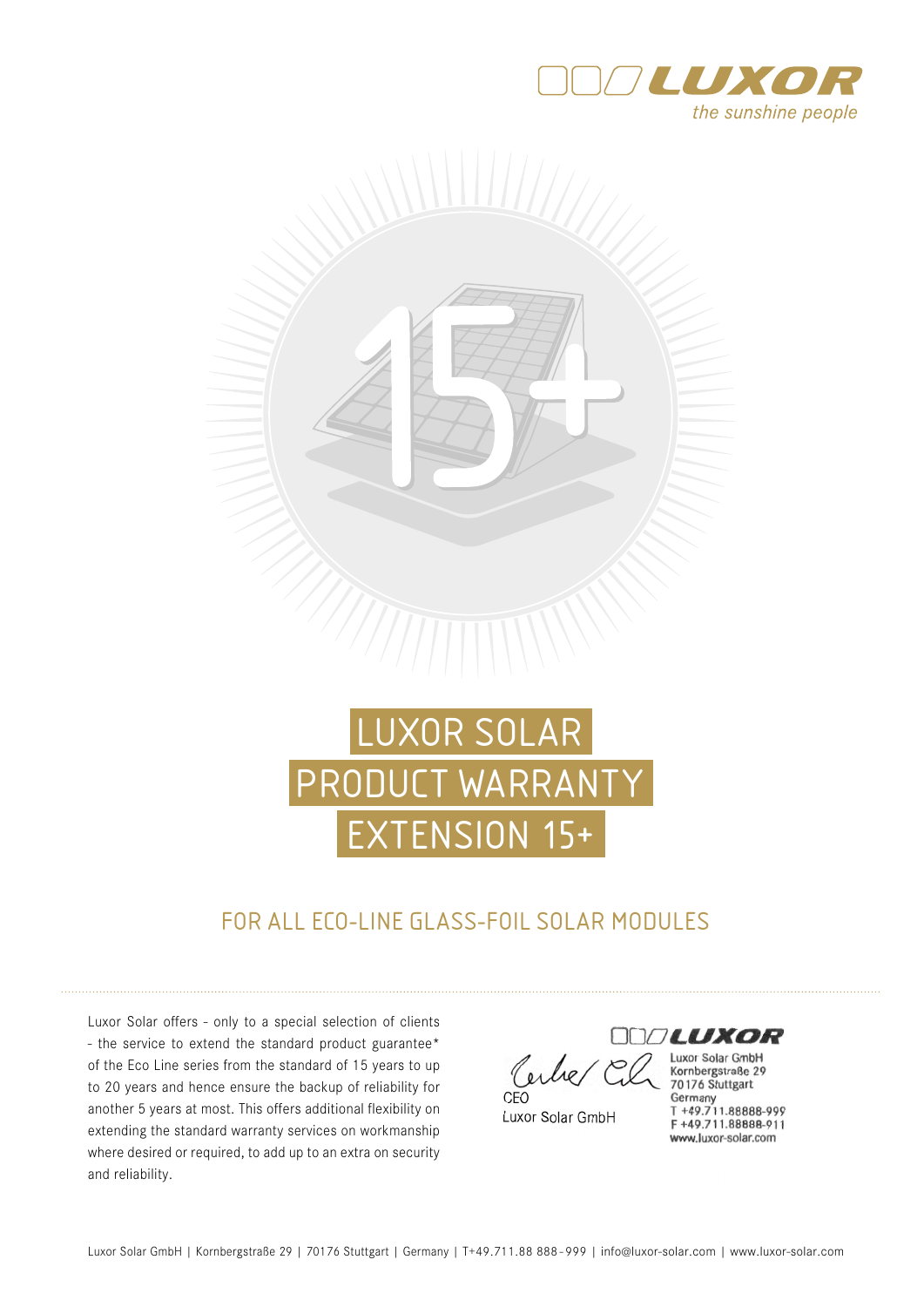# LUXOR SOLAR PRODUCT WARRANTY EXTENSION 15+

## FOR ALL ECO-LINE GLASS-FOIL SOLAR MODULES

Luxor Solar offers - only to a special selection of clients - the service to extend the standard product guarantee* of the Eco Line series from the standard of 15 years to up to 20 years and hence ensure the backup of reliability for another 5 years at most. This offers additional flexibility on extending the standard warranty services on workmanship where desired or required, to add up to an extra on security and reliability.

CEO
Luxor Solar GmbH

Luxor Solar GmbH
Kornbergstraße 29
70176 Stuttgart
Germany
T +49.711.88888-999
F +49.711.88888-911
www.luxor-solar.com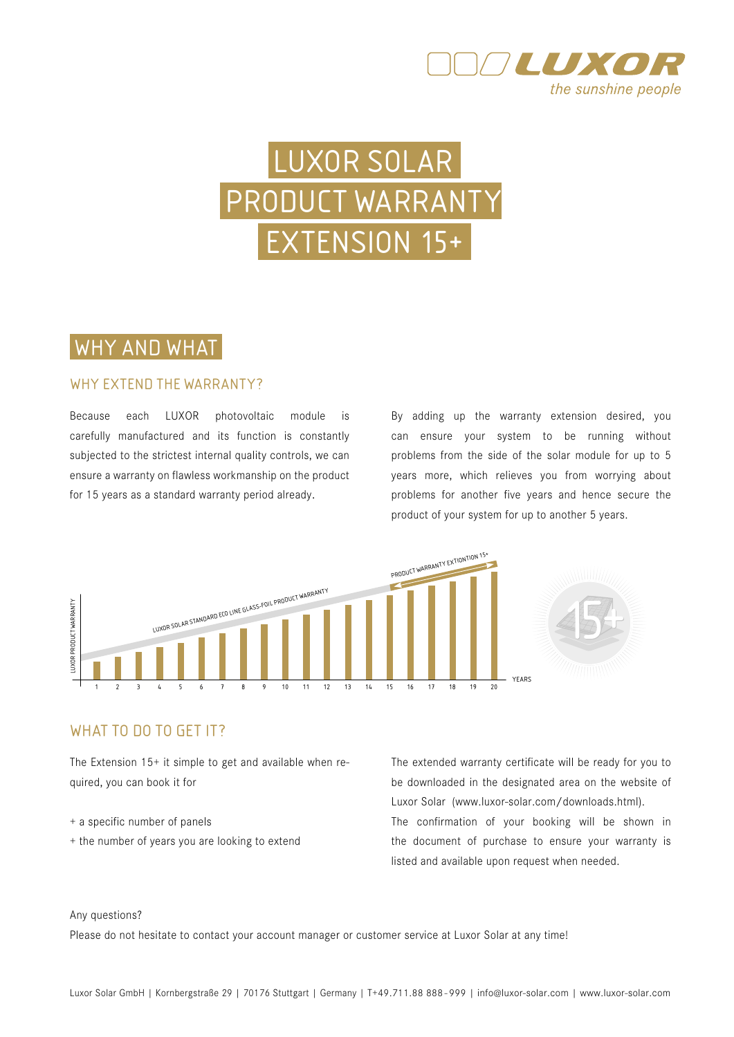# LUXOR SOLAR PRODUCT WARRANTY EXTENSION 15+

## WHY AND WHAT

### WHY EXTEND THE WARRANTY?

Because each LUXOR photovoltaic module is carefully manufactured and its function is constantly subjected to the strictest internal quality controls, we can ensure a warranty on flawless workmanship on the product for 15 years as a standard warranty period already.

By adding up the warranty extension desired, you can ensure your system to be running without problems from the side of the solar module for up to 5 years more, which relieves you from worrying about problems for another five years and hence secure the product of your system for up to another 5 years.

PRODUCT WARRANTY EXTIONTION 15+

LUXOR SOLAR STANDARD ECO LINE GLASS-FOIL PRODUCT WARRANTY

LUXOR PRODUCT WARRANTY

1 2 3 4 5 6 7 8 9 10 11 12 13 14 15 16 17 18 19 20

YEARS

15+

### WHAT TO DO TO GET IT?

The Extension 15+ it simple to get and available when required, you can book it for

+ a specific number of panels
+ the number of years you are looking to extend

The extended warranty certificate will be ready for you to be downloaded in the designated area on the website of Luxor Solar (www.luxor-solar.com/downloads.html).
The confirmation of your booking will be shown in the document of purchase to ensure your warranty is listed and available upon request when needed.

Any questions?
Please do not hesitate to contact your account manager or customer service at Luxor Solar at any time!

Luxor Solar GmbH | Kornbergstraße 29 | 70176 Stuttgart | Germany | T+49.711.88 888-999 | info@luxor-solar.com | www.luxor-solar.com